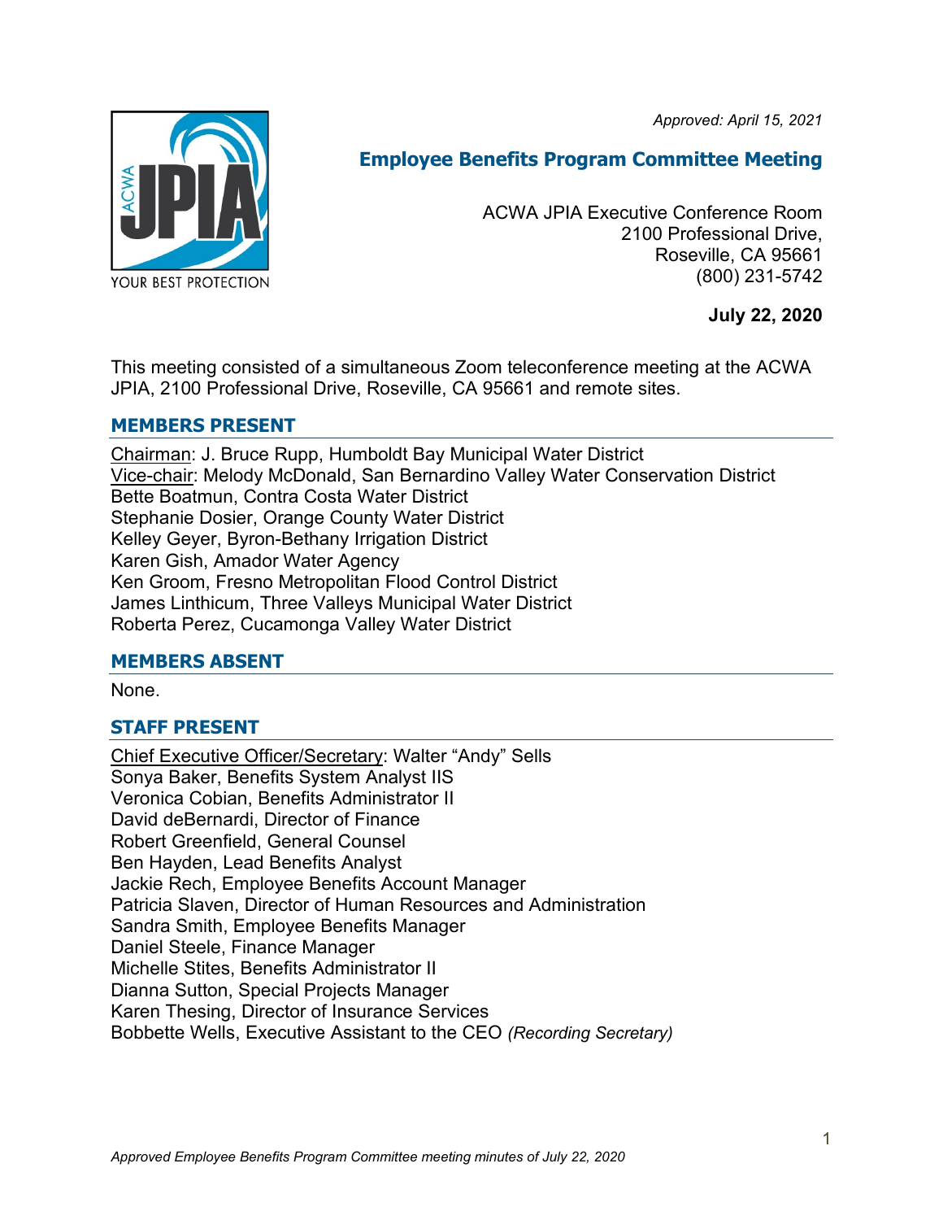*Approved: April 15, 2021*

## Employee Benefits Program Committee Meeting

ACWA JPIA Executive Conference Room
2100 Professional Drive,
Roseville, CA 95661
(800) 231-5742

**July 22, 2020**

This meeting consisted of a simultaneous Zoom teleconference meeting at the ACWA JPIA, 2100 Professional Drive, Roseville, CA 95661 and remote sites.

### MEMBERS PRESENT

Chairman: J. Bruce Rupp, Humboldt Bay Municipal Water District
Vice-chair: Melody McDonald, San Bernardino Valley Water Conservation District
Bette Boatmun, Contra Costa Water District
Stephanie Dosier, Orange County Water District
Kelley Geyer, Byron-Bethany Irrigation District
Karen Gish, Amador Water Agency
Ken Groom, Fresno Metropolitan Flood Control District
James Linthicum, Three Valleys Municipal Water District
Roberta Perez, Cucamonga Valley Water District

### MEMBERS ABSENT

None.

### STAFF PRESENT

Chief Executive Officer/Secretary: Walter "Andy" Sells
Sonya Baker, Benefits System Analyst IIS
Veronica Cobian, Benefits Administrator II
David deBernardi, Director of Finance
Robert Greenfield, General Counsel
Ben Hayden, Lead Benefits Analyst
Jackie Rech, Employee Benefits Account Manager
Patricia Slaven, Director of Human Resources and Administration
Sandra Smith, Employee Benefits Manager
Daniel Steele, Finance Manager
Michelle Stites, Benefits Administrator II
Dianna Sutton, Special Projects Manager
Karen Thesing, Director of Insurance Services
Bobbette Wells, Executive Assistant to the CEO *(Recording Secretary)*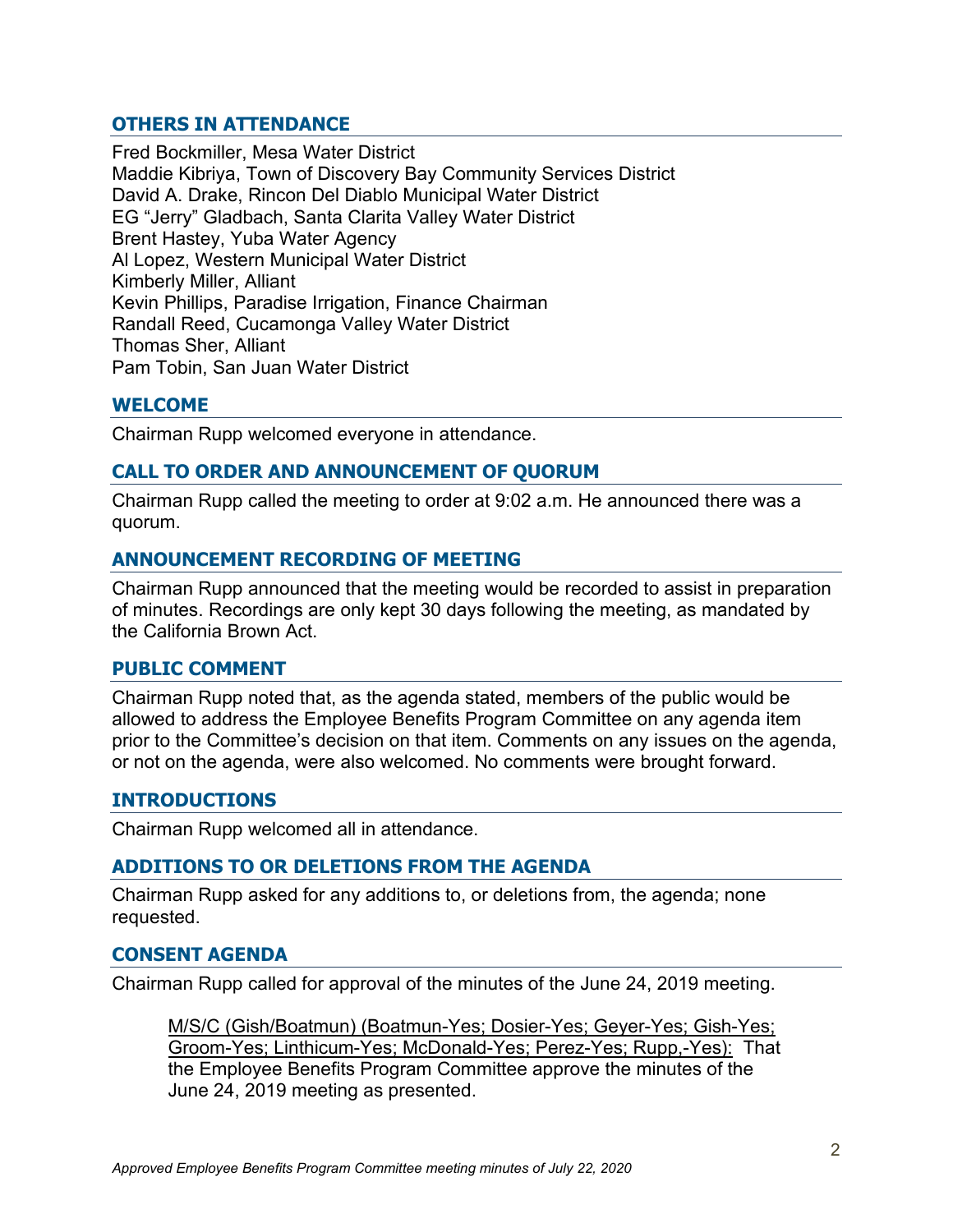## OTHERS IN ATTENDANCE

Fred Bockmiller, Mesa Water District
Maddie Kibriya, Town of Discovery Bay Community Services District
David A. Drake, Rincon Del Diablo Municipal Water District
EG "Jerry" Gladbach, Santa Clarita Valley Water District
Brent Hastey, Yuba Water Agency
Al Lopez, Western Municipal Water District
Kimberly Miller, Alliant
Kevin Phillips, Paradise Irrigation, Finance Chairman
Randall Reed, Cucamonga Valley Water District
Thomas Sher, Alliant
Pam Tobin, San Juan Water District

## WELCOME

Chairman Rupp welcomed everyone in attendance.

## CALL TO ORDER AND ANNOUNCEMENT OF QUORUM

Chairman Rupp called the meeting to order at 9:02 a.m. He announced there was a quorum.

## ANNOUNCEMENT RECORDING OF MEETING

Chairman Rupp announced that the meeting would be recorded to assist in preparation of minutes. Recordings are only kept 30 days following the meeting, as mandated by the California Brown Act.

## PUBLIC COMMENT

Chairman Rupp noted that, as the agenda stated, members of the public would be allowed to address the Employee Benefits Program Committee on any agenda item prior to the Committee's decision on that item. Comments on any issues on the agenda, or not on the agenda, were also welcomed. No comments were brought forward.

## INTRODUCTIONS

Chairman Rupp welcomed all in attendance.

## ADDITIONS TO OR DELETIONS FROM THE AGENDA

Chairman Rupp asked for any additions to, or deletions from, the agenda; none requested.

## CONSENT AGENDA

Chairman Rupp called for approval of the minutes of the June 24, 2019 meeting.

> M/S/C (Gish/Boatmun) (Boatmun-Yes; Dosier-Yes; Geyer-Yes; Gish-Yes; Groom-Yes; Linthicum-Yes; McDonald-Yes; Perez-Yes; Rupp,-Yes): That the Employee Benefits Program Committee approve the minutes of the June 24, 2019 meeting as presented.

*Approved Employee Benefits Program Committee meeting minutes of July 22, 2020*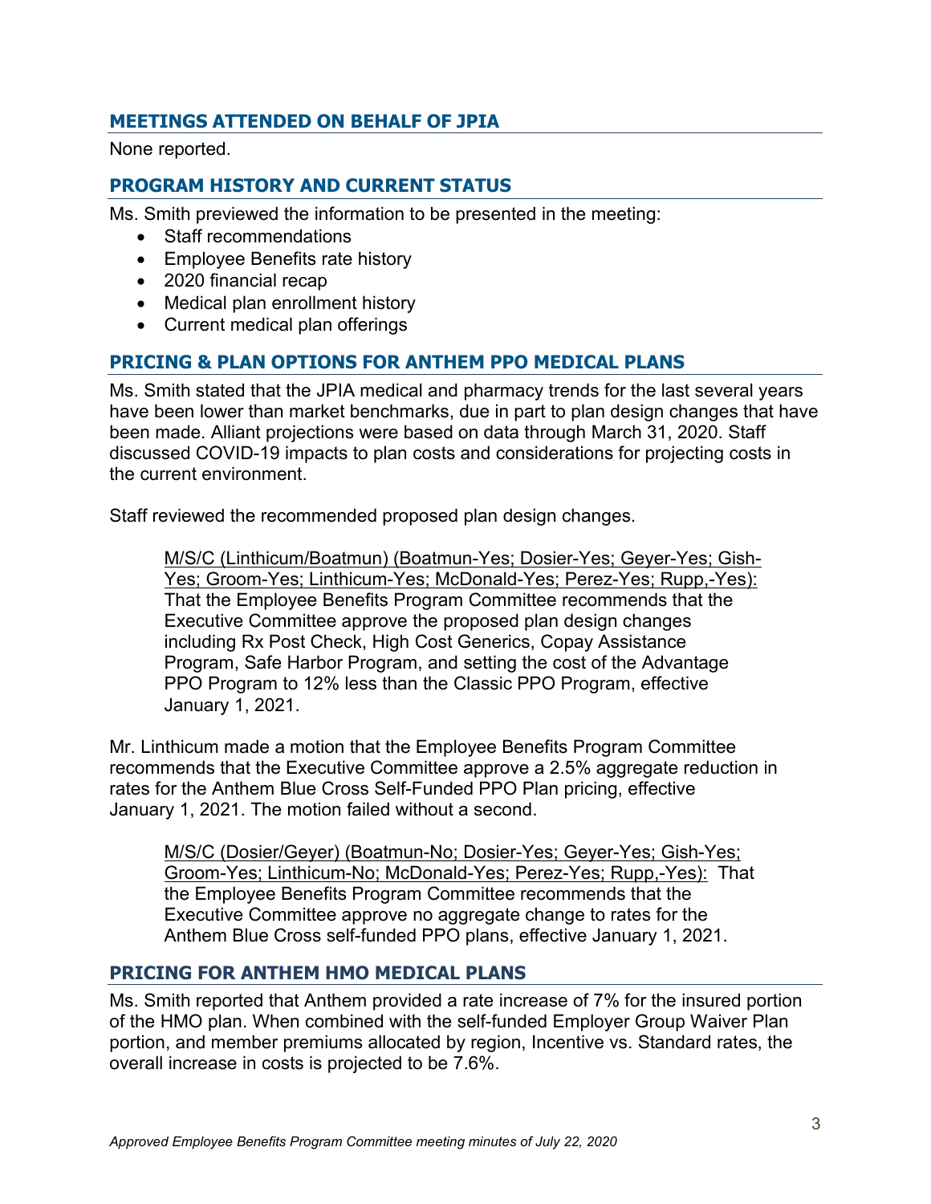## MEETINGS ATTENDED ON BEHALF OF JPIA

None reported.

## PROGRAM HISTORY AND CURRENT STATUS

Ms. Smith previewed the information to be presented in the meeting:

- Staff recommendations
- Employee Benefits rate history
- 2020 financial recap
- Medical plan enrollment history
- Current medical plan offerings

## PRICING & PLAN OPTIONS FOR ANTHEM PPO MEDICAL PLANS

Ms. Smith stated that the JPIA medical and pharmacy trends for the last several years have been lower than market benchmarks, due in part to plan design changes that have been made. Alliant projections were based on data through March 31, 2020. Staff discussed COVID-19 impacts to plan costs and considerations for projecting costs in the current environment.

Staff reviewed the recommended proposed plan design changes.

> <u>M/S/C (Linthicum/Boatmun) (Boatmun-Yes; Dosier-Yes; Geyer-Yes; Gish-Yes; Groom-Yes; Linthicum-Yes; McDonald-Yes; Perez-Yes; Rupp,-Yes):</u> That the Employee Benefits Program Committee recommends that the Executive Committee approve the proposed plan design changes including Rx Post Check, High Cost Generics, Copay Assistance Program, Safe Harbor Program, and setting the cost of the Advantage PPO Program to 12% less than the Classic PPO Program, effective January 1, 2021.

Mr. Linthicum made a motion that the Employee Benefits Program Committee recommends that the Executive Committee approve a 2.5% aggregate reduction in rates for the Anthem Blue Cross Self-Funded PPO Plan pricing, effective January 1, 2021. The motion failed without a second.

> <u>M/S/C (Dosier/Geyer) (Boatmun-No; Dosier-Yes; Geyer-Yes; Gish-Yes; Groom-Yes; Linthicum-No; McDonald-Yes; Perez-Yes; Rupp,-Yes):</u> That the Employee Benefits Program Committee recommends that the Executive Committee approve no aggregate change to rates for the Anthem Blue Cross self-funded PPO plans, effective January 1, 2021.

## PRICING FOR ANTHEM HMO MEDICAL PLANS

Ms. Smith reported that Anthem provided a rate increase of 7% for the insured portion of the HMO plan. When combined with the self-funded Employer Group Waiver Plan portion, and member premiums allocated by region, Incentive vs. Standard rates, the overall increase in costs is projected to be 7.6%.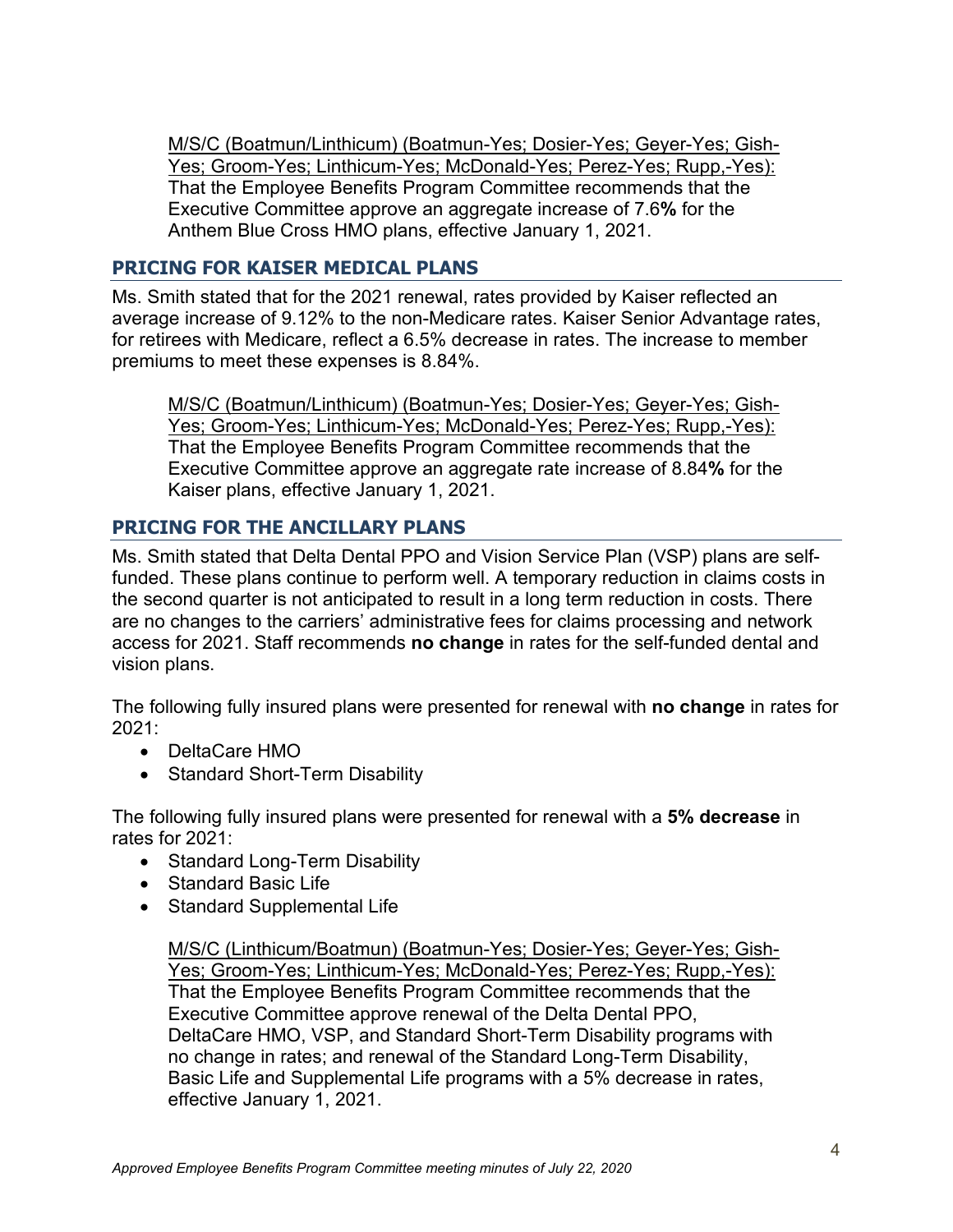M/S/C (Boatmun/Linthicum) (Boatmun-Yes; Dosier-Yes; Geyer-Yes; Gish-Yes; Groom-Yes; Linthicum-Yes; McDonald-Yes; Perez-Yes; Rupp,-Yes): That the Employee Benefits Program Committee recommends that the Executive Committee approve an aggregate increase of 7.6**%** for the Anthem Blue Cross HMO plans, effective January 1, 2021.

## PRICING FOR KAISER MEDICAL PLANS

Ms. Smith stated that for the 2021 renewal, rates provided by Kaiser reflected an average increase of 9.12% to the non-Medicare rates. Kaiser Senior Advantage rates, for retirees with Medicare, reflect a 6.5% decrease in rates. The increase to member premiums to meet these expenses is 8.84%.

M/S/C (Boatmun/Linthicum) (Boatmun-Yes; Dosier-Yes; Geyer-Yes; Gish-Yes; Groom-Yes; Linthicum-Yes; McDonald-Yes; Perez-Yes; Rupp,-Yes): That the Employee Benefits Program Committee recommends that the Executive Committee approve an aggregate rate increase of 8.84**%** for the Kaiser plans, effective January 1, 2021.

## PRICING FOR THE ANCILLARY PLANS

Ms. Smith stated that Delta Dental PPO and Vision Service Plan (VSP) plans are self-funded. These plans continue to perform well. A temporary reduction in claims costs in the second quarter is not anticipated to result in a long term reduction in costs. There are no changes to the carriers' administrative fees for claims processing and network access for 2021. Staff recommends **no change** in rates for the self-funded dental and vision plans.

The following fully insured plans were presented for renewal with **no change** in rates for 2021:

- DeltaCare HMO
- Standard Short-Term Disability

The following fully insured plans were presented for renewal with a **5% decrease** in rates for 2021:

- Standard Long-Term Disability
- Standard Basic Life
- Standard Supplemental Life

M/S/C (Linthicum/Boatmun) (Boatmun-Yes; Dosier-Yes; Geyer-Yes; Gish-Yes; Groom-Yes; Linthicum-Yes; McDonald-Yes; Perez-Yes; Rupp,-Yes): That the Employee Benefits Program Committee recommends that the Executive Committee approve renewal of the Delta Dental PPO, DeltaCare HMO, VSP, and Standard Short-Term Disability programs with no change in rates; and renewal of the Standard Long-Term Disability, Basic Life and Supplemental Life programs with a 5% decrease in rates, effective January 1, 2021.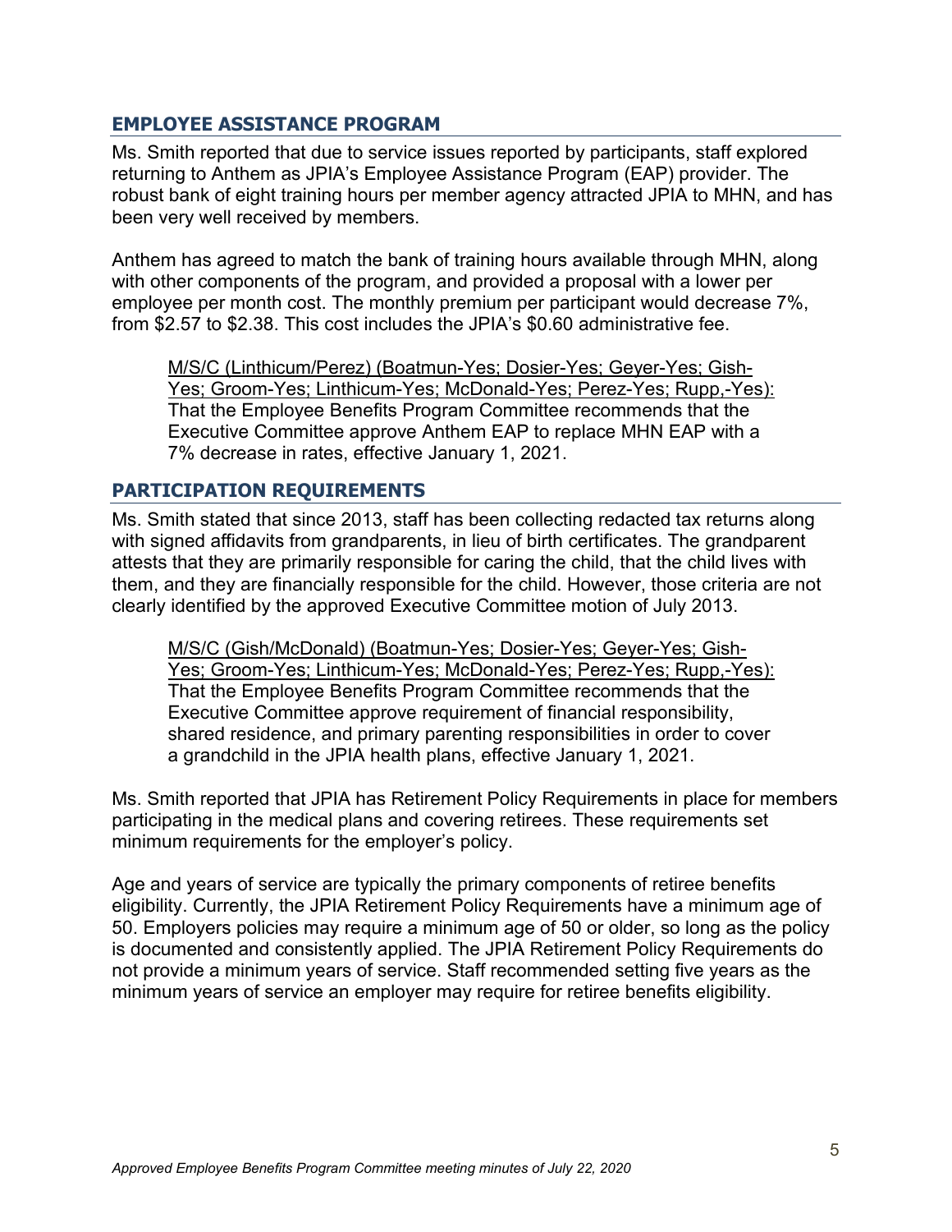## EMPLOYEE ASSISTANCE PROGRAM

Ms. Smith reported that due to service issues reported by participants, staff explored returning to Anthem as JPIA's Employee Assistance Program (EAP) provider. The robust bank of eight training hours per member agency attracted JPIA to MHN, and has been very well received by members.

Anthem has agreed to match the bank of training hours available through MHN, along with other components of the program, and provided a proposal with a lower per employee per month cost. The monthly premium per participant would decrease 7%, from $2.57 to $2.38. This cost includes the JPIA's $0.60 administrative fee.

> <u>M/S/C (Linthicum/Perez) (Boatmun-Yes; Dosier-Yes; Geyer-Yes; Gish-Yes; Groom-Yes; Linthicum-Yes; McDonald-Yes; Perez-Yes; Rupp,-Yes):</u> That the Employee Benefits Program Committee recommends that the Executive Committee approve Anthem EAP to replace MHN EAP with a 7% decrease in rates, effective January 1, 2021.

## PARTICIPATION REQUIREMENTS

Ms. Smith stated that since 2013, staff has been collecting redacted tax returns along with signed affidavits from grandparents, in lieu of birth certificates. The grandparent attests that they are primarily responsible for caring the child, that the child lives with them, and they are financially responsible for the child. However, those criteria are not clearly identified by the approved Executive Committee motion of July 2013.

> <u>M/S/C (Gish/McDonald) (Boatmun-Yes; Dosier-Yes; Geyer-Yes; Gish-Yes; Groom-Yes; Linthicum-Yes; McDonald-Yes; Perez-Yes; Rupp,-Yes):</u> That the Employee Benefits Program Committee recommends that the Executive Committee approve requirement of financial responsibility, shared residence, and primary parenting responsibilities in order to cover a grandchild in the JPIA health plans, effective January 1, 2021.

Ms. Smith reported that JPIA has Retirement Policy Requirements in place for members participating in the medical plans and covering retirees. These requirements set minimum requirements for the employer's policy.

Age and years of service are typically the primary components of retiree benefits eligibility. Currently, the JPIA Retirement Policy Requirements have a minimum age of 50. Employers policies may require a minimum age of 50 or older, so long as the policy is documented and consistently applied. The JPIA Retirement Policy Requirements do not provide a minimum years of service. Staff recommended setting five years as the minimum years of service an employer may require for retiree benefits eligibility.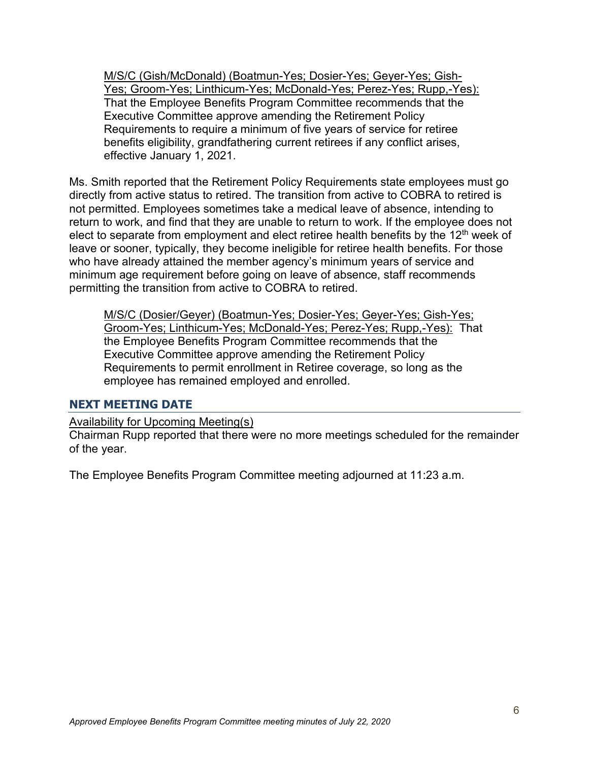M/S/C (Gish/McDonald) (Boatmun-Yes; Dosier-Yes; Geyer-Yes; Gish-Yes; Groom-Yes; Linthicum-Yes; McDonald-Yes; Perez-Yes; Rupp,-Yes): That the Employee Benefits Program Committee recommends that the Executive Committee approve amending the Retirement Policy Requirements to require a minimum of five years of service for retiree benefits eligibility, grandfathering current retirees if any conflict arises, effective January 1, 2021.

Ms. Smith reported that the Retirement Policy Requirements state employees must go directly from active status to retired. The transition from active to COBRA to retired is not permitted. Employees sometimes take a medical leave of absence, intending to return to work, and find that they are unable to return to work. If the employee does not elect to separate from employment and elect retiree health benefits by the 12th week of leave or sooner, typically, they become ineligible for retiree health benefits. For those who have already attained the member agency's minimum years of service and minimum age requirement before going on leave of absence, staff recommends permitting the transition from active to COBRA to retired.

M/S/C (Dosier/Geyer) (Boatmun-Yes; Dosier-Yes; Geyer-Yes; Gish-Yes; Groom-Yes; Linthicum-Yes; McDonald-Yes; Perez-Yes; Rupp,-Yes): That the Employee Benefits Program Committee recommends that the Executive Committee approve amending the Retirement Policy Requirements to permit enrollment in Retiree coverage, so long as the employee has remained employed and enrolled.

## NEXT MEETING DATE

Availability for Upcoming Meeting(s)

Chairman Rupp reported that there were no more meetings scheduled for the remainder of the year.

The Employee Benefits Program Committee meeting adjourned at 11:23 a.m.

*Approved Employee Benefits Program Committee meeting minutes of July 22, 2020*